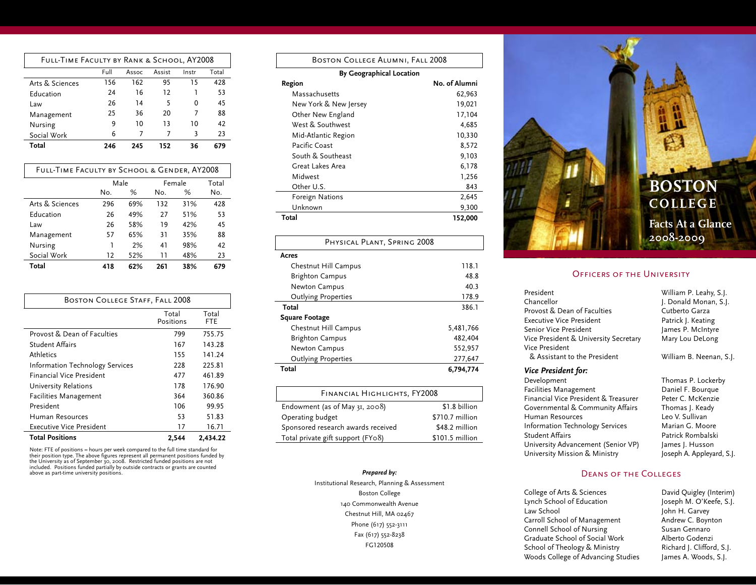# Boston College

## Facts At a Glance 2008-2009

## Full-Time Faculty by Rank & School, AY2008

| | Full | Assoc | Assist | Instr | Total |
|---|---|---|---|---|---|
| Arts & Sciences | 156 | 162 | 95 | 15 | 428 |
| Education | 24 | 16 | 12 | 1 | 53 |
| Law | 26 | 14 | 5 | 0 | 45 |
| Management | 25 | 36 | 20 | 7 | 88 |
| Nursing | 9 | 10 | 13 | 10 | 42 |
| Social Work | 6 | 7 | 7 | 3 | 23 |
| **Total** | **246** | **245** | **152** | **36** | **679** |

## Full-Time Faculty by School & Gender, AY2008

| | Male | | Female | | Total |
|---|---|---|---|---|---|
| | No. | % | No. | % | No. |
| Arts & Sciences | 296 | 69% | 132 | 31% | 428 |
| Education | 26 | 49% | 27 | 51% | 53 |
| Law | 26 | 58% | 19 | 42% | 45 |
| Management | 57 | 65% | 31 | 35% | 88 |
| Nursing | 1 | 2% | 41 | 98% | 42 |
| Social Work | 12 | 52% | 11 | 48% | 23 |
| **Total** | **418** | **62%** | **261** | **38%** | **679** |

## Boston College Staff, Fall 2008

| | Total Positions | Total FTE |
|---|---|---|
| Provost & Dean of Faculties | 799 | 755.75 |
| Student Affairs | 167 | 143.28 |
| Athletics | 155 | 141.24 |
| Information Technology Services | 228 | 225.81 |
| Financial Vice President | 477 | 461.89 |
| University Relations | 178 | 176.90 |
| Facilities Management | 364 | 360.86 |
| President | 106 | 99.95 |
| Human Resources | 53 | 51.83 |
| Executive Vice President | 17 | 16.71 |
| **Total Positions** | **2,544** | **2,434.22** |

Note: FTE of positions = hours per week compared to the full time standard for their position type. The above figures represent all permanent positions funded by the University as of September 30, 2008. Restricted funded positions are not included. Positions funded partially by outside contracts or grants are counted above as part-time university positions.

## Boston College Alumni, Fall 2008

**By Geographical Location**

| Region | No. of Alumni |
|---|---|
| Massachusetts | 62,963 |
| New York & New Jersey | 19,021 |
| Other New England | 17,104 |
| West & Southwest | 4,685 |
| Mid-Atlantic Region | 10,330 |
| Pacific Coast | 8,572 |
| South & Southeast | 9,103 |
| Great Lakes Area | 6,178 |
| Midwest | 1,256 |
| Other U.S. | 843 |
| Foreign Nations | 2,645 |
| Unknown | 9,300 |
| **Total** | **152,000** |

## Physical Plant, Spring 2008

| | |
|---|---|
| **Acres** | |
| Chestnut Hill Campus | 118.1 |
| Brighton Campus | 48.8 |
| Newton Campus | 40.3 |
| Outlying Properties | 178.9 |
| **Total** | 386.1 |
| **Square Footage** | |
| Chestnut Hill Campus | 5,481,766 |
| Brighton Campus | 482,404 |
| Newton Campus | 552,957 |
| Outlying Properties | 277,647 |
| **Total** | **6,794,774** |

## Financial Highlights, FY2008

| | |
|---|---|
| Endowment (as of May 31, 2008) | $1.8 billion |
| Operating budget | $710.7 million |
| Sponsored research awards received | $48.2 million |
| Total private gift support (FY08) | $101.5 million |

***Prepared by:***

Institutional Research, Planning & Assessment
Boston College
140 Commonwealth Avenue
Chestnut Hill, MA 02467
Phone (617) 552-3111
Fax (617) 552-8238
FG120508

## Officers of the University

| | |
|---|---|
| President | William P. Leahy, S.J. |
| Chancellor | J. Donald Monan, S.J. |
| Provost & Dean of Faculties | Cutberto Garza |
| Executive Vice President | Patrick J. Keating |
| Senior Vice President | James P. McIntyre |
| Vice President & University Secretary | Mary Lou DeLong |
| Vice President & Assistant to the President | William B. Neenan, S.J. |

***Vice President for:***

| | |
|---|---|
| Development | Thomas P. Lockerby |
| Facilities Management | Daniel F. Bourque |
| Financial Vice President & Treasurer | Peter C. McKenzie |
| Governmental & Community Affairs | Thomas J. Keady |
| Human Resources | Leo V. Sullivan |
| Information Technology Services | Marian G. Moore |
| Student Affairs | Patrick Rombalski |
| University Advancement (Senior VP) | James J. Husson |
| University Mission & Ministry | Joseph A. Appleyard, S.J. |

## Deans of the Colleges

| | |
|---|---|
| College of Arts & Sciences | David Quigley (Interim) |
| Lynch School of Education | Joseph M. O'Keefe, S.J. |
| Law School | John H. Garvey |
| Carroll School of Management | Andrew C. Boynton |
| Connell School of Nursing | Susan Gennaro |
| Graduate School of Social Work | Alberto Godenzi |
| School of Theology & Ministry | Richard J. Clifford, S.J. |
| Woods College of Advancing Studies | James A. Woods, S.J. |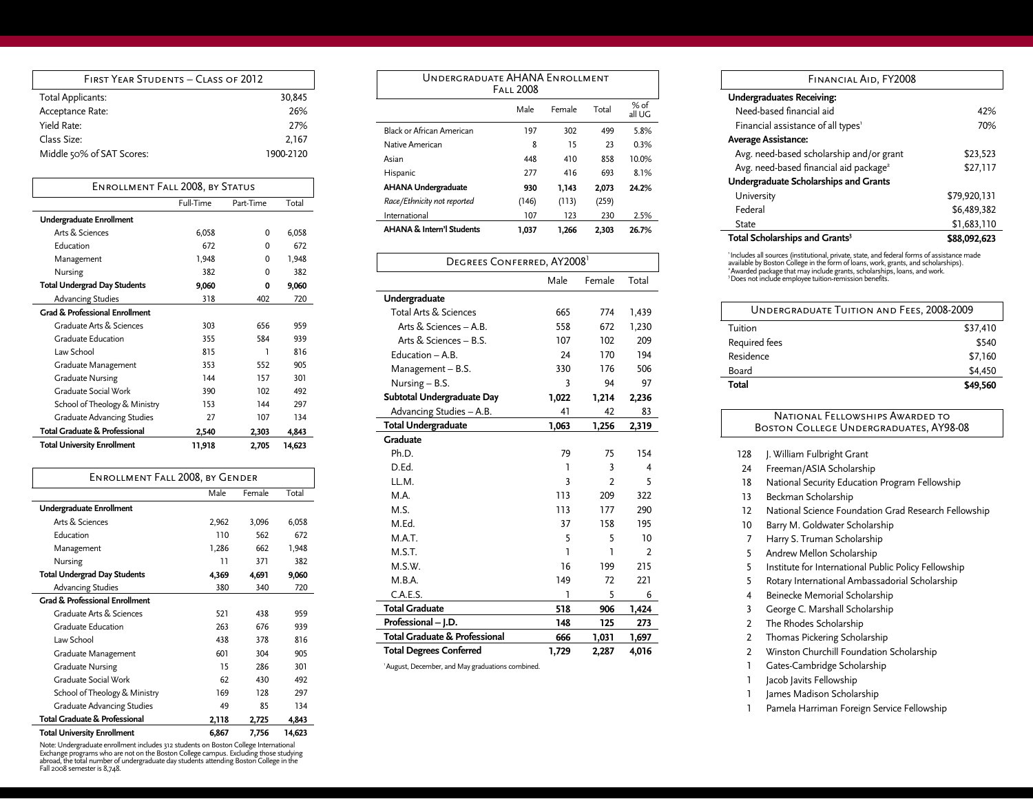## First Year Students – Class of 2012

| | |
|---|---|
| Total Applicants: | 30,845 |
| Acceptance Rate: | 26% |
| Yield Rate: | 27% |
| Class Size: | 2,167 |
| Middle 50% of SAT Scores: | 1900-2120 |

## Enrollment Fall 2008, by Status

| | Full-Time | Part-Time | Total |
|---|---|---|---|
| **Undergraduate Enrollment** | | | |
| Arts & Sciences | 6,058 | 0 | 6,058 |
| Education | 672 | 0 | 672 |
| Management | 1,948 | 0 | 1,948 |
| Nursing | 382 | 0 | 382 |
| **Total Undergrad Day Students** | **9,060** | **0** | **9,060** |
| Advancing Studies | 318 | 402 | 720 |
| **Grad & Professional Enrollment** | | | |
| Graduate Arts & Sciences | 303 | 656 | 959 |
| Graduate Education | 355 | 584 | 939 |
| Law School | 815 | 1 | 816 |
| Graduate Management | 353 | 552 | 905 |
| Graduate Nursing | 144 | 157 | 301 |
| Graduate Social Work | 390 | 102 | 492 |
| School of Theology & Ministry | 153 | 144 | 297 |
| Graduate Advancing Studies | 27 | 107 | 134 |
| **Total Graduate & Professional** | **2,540** | **2,303** | **4,843** |
| **Total University Enrollment** | **11,918** | **2,705** | **14,623** |

## Enrollment Fall 2008, by Gender

| | Male | Female | Total |
|---|---|---|---|
| **Undergraduate Enrollment** | | | |
| Arts & Sciences | 2,962 | 3,096 | 6,058 |
| Education | 110 | 562 | 672 |
| Management | 1,286 | 662 | 1,948 |
| Nursing | 11 | 371 | 382 |
| **Total Undergrad Day Students** | **4,369** | **4,691** | **9,060** |
| Advancing Studies | 380 | 340 | 720 |
| **Grad & Professional Enrollment** | | | |
| Graduate Arts & Sciences | 521 | 438 | 959 |
| Graduate Education | 263 | 676 | 939 |
| Law School | 438 | 378 | 816 |
| Graduate Management | 601 | 304 | 905 |
| Graduate Nursing | 15 | 286 | 301 |
| Graduate Social Work | 62 | 430 | 492 |
| School of Theology & Ministry | 169 | 128 | 297 |
| Graduate Advancing Studies | 49 | 85 | 134 |
| **Total Graduate & Professional** | **2,118** | **2,725** | **4,843** |
| **Total University Enrollment** | **6,867** | **7,756** | **14,623** |

Note: Undergraduate enrollment includes 312 students on Boston College International Exchange programs who are not on the Boston College campus. Excluding those studying abroad, the total number of undergraduate day students attending Boston College in the Fall 2008 semester is 8,748.

## Undergraduate AHANA Enrollment Fall 2008

| | Male | Female | Total | % of all UG |
|---|---|---|---|---|
| Black or African American | 197 | 302 | 499 | 5.8% |
| Native American | 8 | 15 | 23 | 0.3% |
| Asian | 448 | 410 | 858 | 10.0% |
| Hispanic | 277 | 416 | 693 | 8.1% |
| **AHANA Undergraduate** | **930** | **1,143** | **2,073** | **24.2%** |
| *Race/Ethnicity not reported* | (146) | (113) | (259) | |
| International | 107 | 123 | 230 | 2.5% |
| **AHANA & Intern'l Students** | **1,037** | **1,266** | **2,303** | **26.7%** |

## Degrees Conferred, AY2008[1]

| | Male | Female | Total |
|---|---|---|---|
| **Undergraduate** | | | |
| Total Arts & Sciences | 665 | 774 | 1,439 |
| Arts & Sciences – A.B. | 558 | 672 | 1,230 |
| Arts & Sciences – B.S. | 107 | 102 | 209 |
| Education – A.B. | 24 | 170 | 194 |
| Management – B.S. | 330 | 176 | 506 |
| Nursing – B.S. | 3 | 94 | 97 |
| **Subtotal Undergraduate Day** | **1,022** | **1,214** | **2,236** |
| Advancing Studies – A.B. | 41 | 42 | 83 |
| **Total Undergraduate** | **1,063** | **1,256** | **2,319** |
| **Graduate** | | | |
| Ph.D. | 79 | 75 | 154 |
| D.Ed. | 1 | 3 | 4 |
| LL.M. | 3 | 2 | 5 |
| M.A. | 113 | 209 | 322 |
| M.S. | 113 | 177 | 290 |
| M.Ed. | 37 | 158 | 195 |
| M.A.T. | 5 | 5 | 10 |
| M.S.T. | 1 | 1 | 2 |
| M.S.W. | 16 | 199 | 215 |
| M.B.A. | 149 | 72 | 221 |
| C.A.E.S. | 1 | 5 | 6 |
| **Total Graduate** | **518** | **906** | **1,424** |
| **Professional – J.D.** | **148** | **125** | **273** |
| **Total Graduate & Professional** | **666** | **1,031** | **1,697** |
| **Total Degrees Conferred** | **1,729** | **2,287** | **4,016** |

[1] August, December, and May graduations combined.

## Financial Aid, FY2008

| | |
|---|---|
| **Undergraduates Receiving:** | |
| Need-based financial aid | 42% |
| Financial assistance of all types[1] | 70% |
| **Average Assistance:** | |
| Avg. need-based scholarship and/or grant | $23,523 |
| Avg. need-based financial aid package[2] | $27,117 |
| **Undergraduate Scholarships and Grants** | |
| University | $79,920,131 |
| Federal | $6,489,382 |
| State | $1,683,110 |
| **Total Scholarships and Grants[3]** | **$88,092,623** |

[1] Includes all sources (institutional, private, state, and federal forms of assistance made available by Boston College in the form of loans, work, grants, and scholarships).
[2] Awarded package that may include grants, scholarships, loans, and work.
[3] Does not include employee tuition-remission benefits.

## Undergraduate Tuition and Fees, 2008-2009

| | |
|---|---|
| Tuition | $37,410 |
| Required fees | $540 |
| Residence | $7,160 |
| Board | $4,450 |
| **Total** | **$49,560** |

## National Fellowships Awarded to Boston College Undergraduates, AY98-08

| | |
|---|---|
| 128 | J. William Fulbright Grant |
| 24 | Freeman/ASIA Scholarship |
| 18 | National Security Education Program Fellowship |
| 13 | Beckman Scholarship |
| 12 | National Science Foundation Grad Research Fellowship |
| 10 | Barry M. Goldwater Scholarship |
| 7 | Harry S. Truman Scholarship |
| 5 | Andrew Mellon Scholarship |
| 5 | Institute for International Public Policy Fellowship |
| 5 | Rotary International Ambassadorial Scholarship |
| 4 | Beinecke Memorial Scholarship |
| 3 | George C. Marshall Scholarship |
| 2 | The Rhodes Scholarship |
| 2 | Thomas Pickering Scholarship |
| 2 | Winston Churchill Foundation Scholarship |
| 1 | Gates-Cambridge Scholarship |
| 1 | Jacob Javits Fellowship |
| 1 | James Madison Scholarship |
| 1 | Pamela Harriman Foreign Service Fellowship |